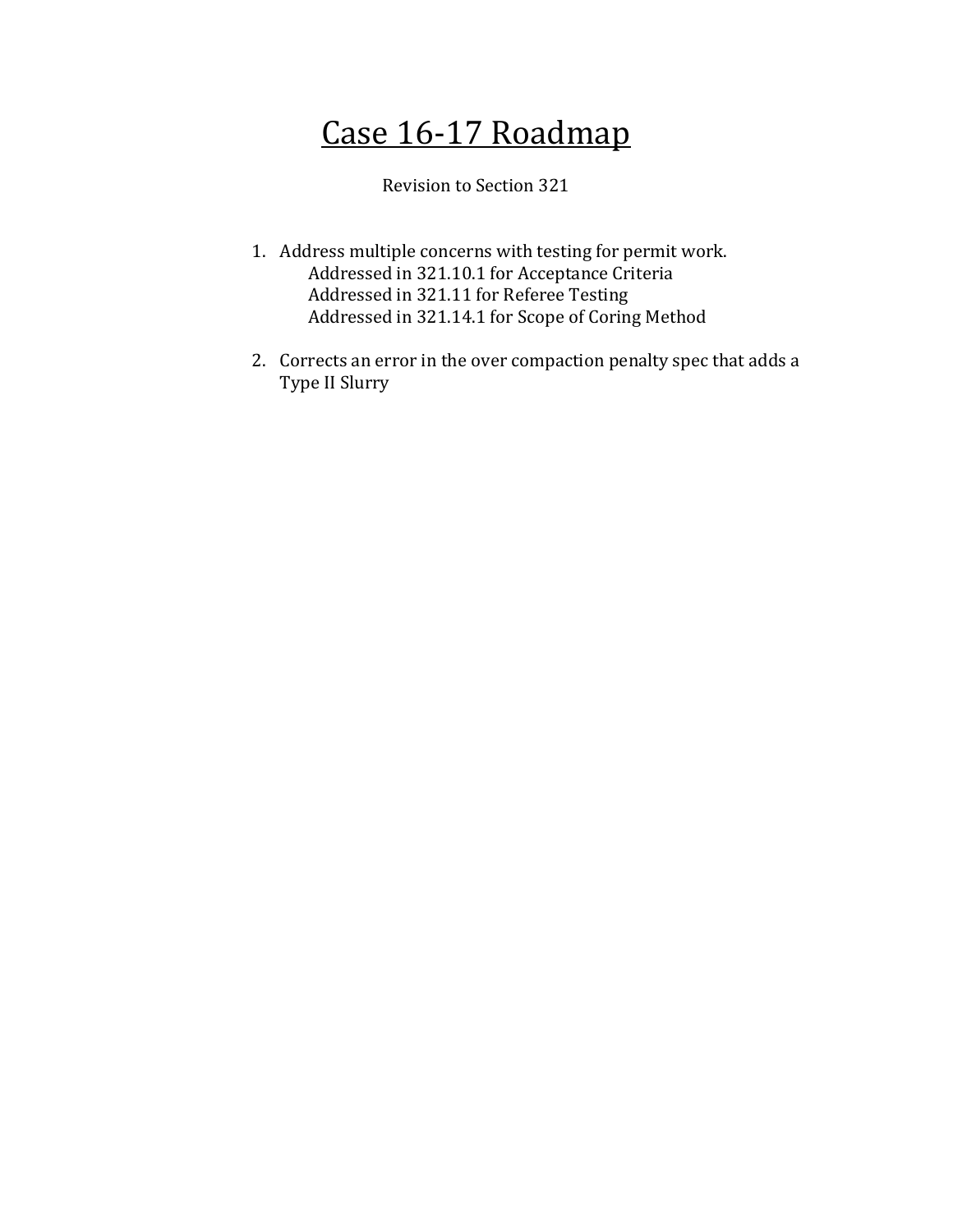# Case 16-17 Roadmap

Revision to Section 321

1. Address multiple concerns with testing for permit work.
   - Addressed in 321.10.1 for Acceptance Criteria
   - Addressed in 321.11 for Referee Testing
   - Addressed in 321.14.1 for Scope of Coring Method

2. Corrects an error in the over compaction penalty spec that adds a Type II Slurry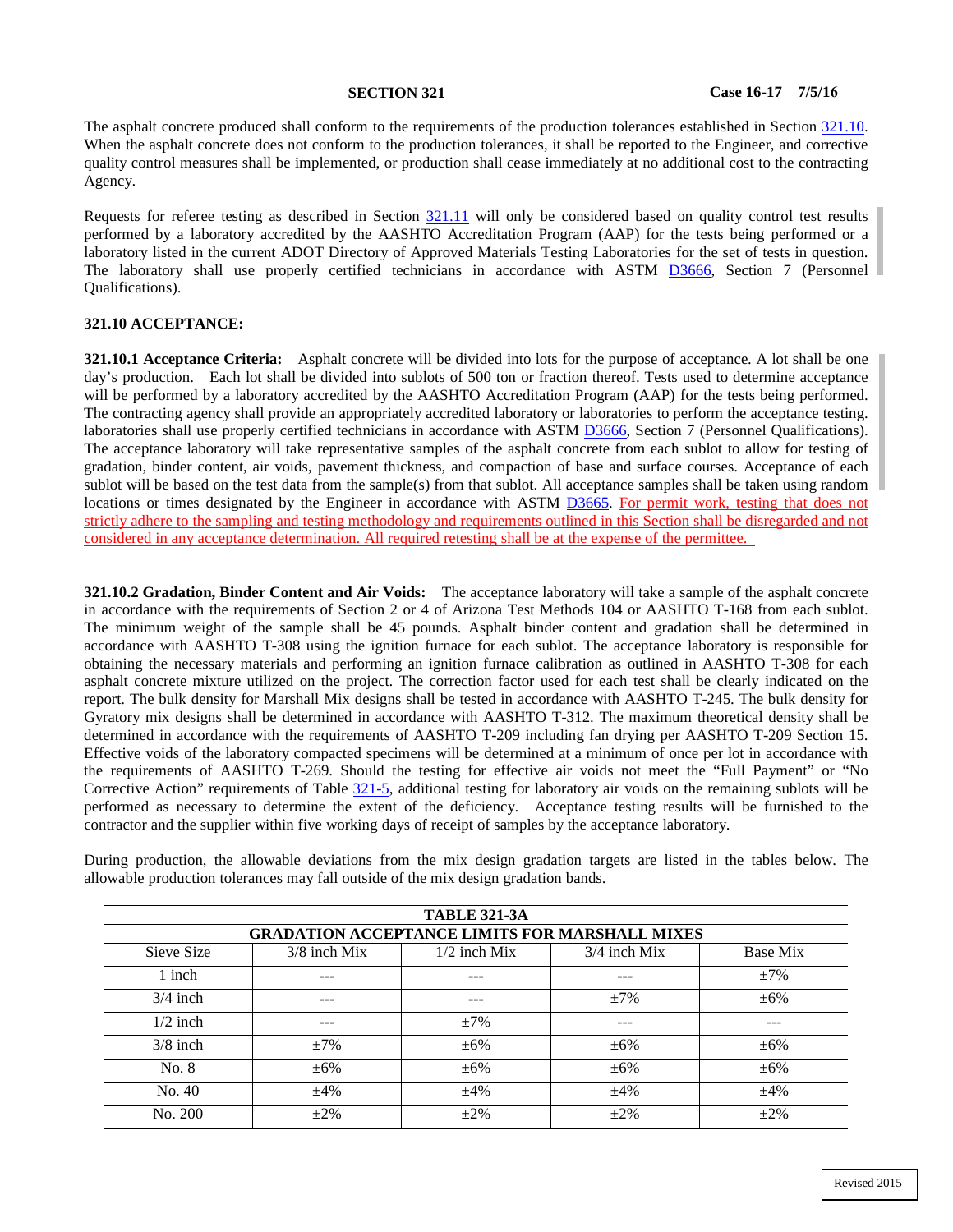The asphalt concrete produced shall conform to the requirements of the production tolerances established in Section 321.10. When the asphalt concrete does not conform to the production tolerances, it shall be reported to the Engineer, and corrective quality control measures shall be implemented, or production shall cease immediately at no additional cost to the contracting Agency.

Requests for referee testing as described in Section 321.11 will only be considered based on quality control test results performed by a laboratory accredited by the AASHTO Accreditation Program (AAP) for the tests being performed or a laboratory listed in the current ADOT Directory of Approved Materials Testing Laboratories for the set of tests in question. The laboratory shall use properly certified technicians in accordance with ASTM D3666, Section 7 (Personnel Qualifications).

## 321.10 ACCEPTANCE:

**321.10.1 Acceptance Criteria:** Asphalt concrete will be divided into lots for the purpose of acceptance. A lot shall be one day's production. Each lot shall be divided into sublots of 500 ton or fraction thereof. Tests used to determine acceptance will be performed by a laboratory accredited by the AASHTO Accreditation Program (AAP) for the tests being performed. The contracting agency shall provide an appropriately accredited laboratory or laboratories to perform the acceptance testing. laboratories shall use properly certified technicians in accordance with ASTM D3666, Section 7 (Personnel Qualifications). The acceptance laboratory will take representative samples of the asphalt concrete from each sublot to allow for testing of gradation, binder content, air voids, pavement thickness, and compaction of base and surface courses. Acceptance of each sublot will be based on the test data from the sample(s) from that sublot. All acceptance samples shall be taken using random locations or times designated by the Engineer in accordance with ASTM D3665. For permit work, testing that does not strictly adhere to the sampling and testing methodology and requirements outlined in this Section shall be disregarded and not considered in any acceptance determination. All required retesting shall be at the expense of the permittee.

**321.10.2 Gradation, Binder Content and Air Voids:** The acceptance laboratory will take a sample of the asphalt concrete in accordance with the requirements of Section 2 or 4 of Arizona Test Methods 104 or AASHTO T-168 from each sublot. The minimum weight of the sample shall be 45 pounds. Asphalt binder content and gradation shall be determined in accordance with AASHTO T-308 using the ignition furnace for each sublot. The acceptance laboratory is responsible for obtaining the necessary materials and performing an ignition furnace calibration as outlined in AASHTO T-308 for each asphalt concrete mixture utilized on the project. The correction factor used for each test shall be clearly indicated on the report. The bulk density for Marshall Mix designs shall be tested in accordance with AASHTO T-245. The bulk density for Gyratory mix designs shall be determined in accordance with AASHTO T-312. The maximum theoretical density shall be determined in accordance with the requirements of AASHTO T-209 including fan drying per AASHTO T-209 Section 15. Effective voids of the laboratory compacted specimens will be determined at a minimum of once per lot in accordance with the requirements of AASHTO T-269. Should the testing for effective air voids not meet the "Full Payment" or "No Corrective Action" requirements of Table 321-5, additional testing for laboratory air voids on the remaining sublots will be performed as necessary to determine the extent of the deficiency. Acceptance testing results will be furnished to the contractor and the supplier within five working days of receipt of samples by the acceptance laboratory.

During production, the allowable deviations from the mix design gradation targets are listed in the tables below. The allowable production tolerances may fall outside of the mix design gradation bands.

| TABLE 321-3A<br>GRADATION ACCEPTANCE LIMITS FOR MARSHALL MIXES | | | | |
|---|---|---|---|---|
| Sieve Size | 3/8 inch Mix | 1/2 inch Mix | 3/4 inch Mix | Base Mix |
| 1 inch | --- | --- | --- | ±7% |
| 3/4 inch | --- | --- | ±7% | ±6% |
| 1/2 inch | --- | ±7% | --- | --- |
| 3/8 inch | ±7% | ±6% | ±6% | ±6% |
| No. 8 | ±6% | ±6% | ±6% | ±6% |
| No. 40 | ±4% | ±4% | ±4% | ±4% |
| No. 200 | ±2% | ±2% | ±2% | ±2% |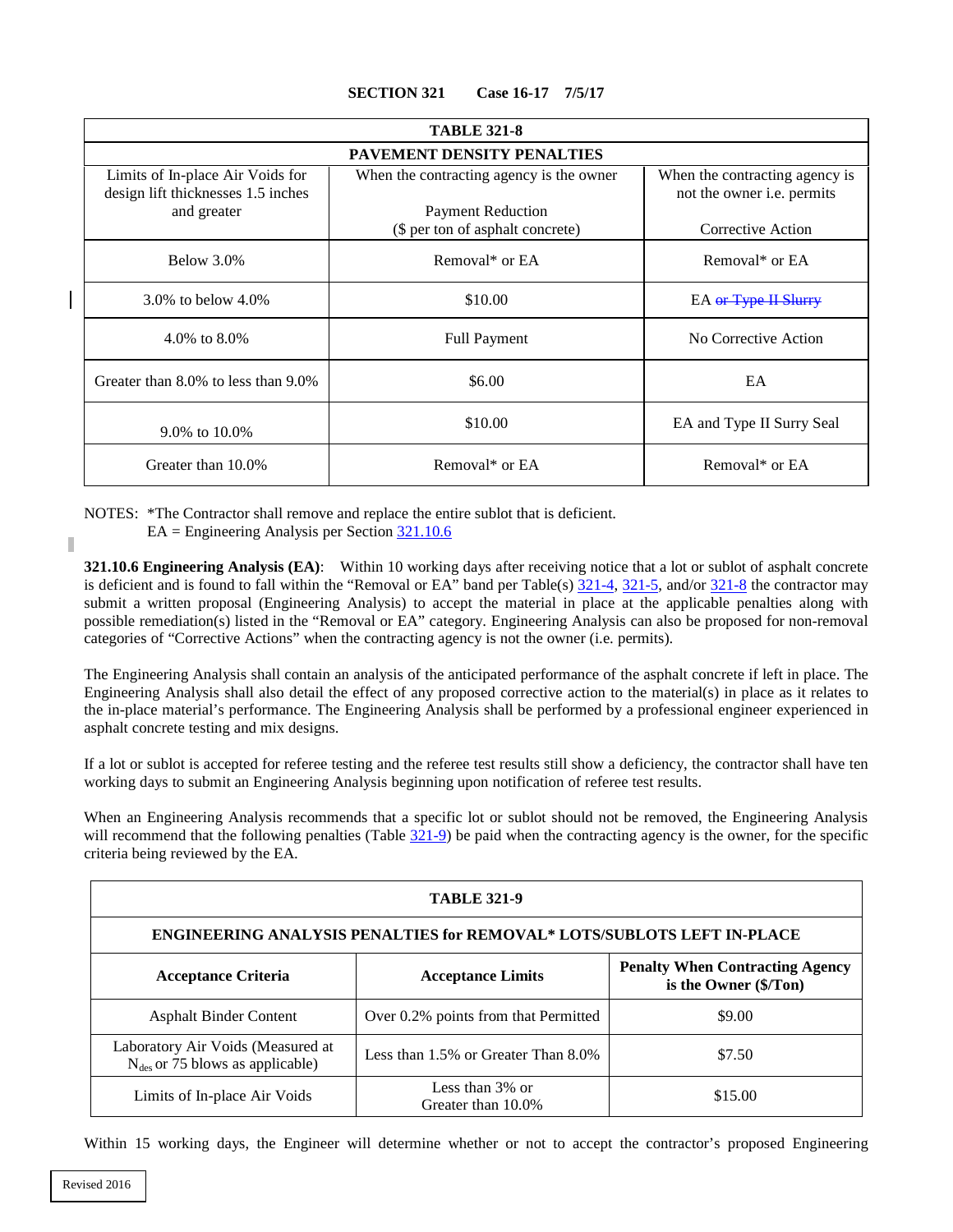**SECTION 321 Case 16-17 7/5/17**

| TABLE 321-8 | | |
|---|---|---|
| **PAVEMENT DENSITY PENALTIES** | | |
| Limits of In-place Air Voids for design lift thicknesses 1.5 inches and greater | When the contracting agency is the owner<br><br>Payment Reduction<br>($ per ton of asphalt concrete) | When the contracting agency is not the owner i.e. permits<br><br>Corrective Action |
| Below 3.0% | Removal* or EA | Removal* or EA |
| 3.0% to below 4.0% | $10.00 | EA ~~or Type II Slurry~~ |
| 4.0% to 8.0% | Full Payment | No Corrective Action |
| Greater than 8.0% to less than 9.0% | $6.00 | EA |
| 9.0% to 10.0% | $10.00 | EA and Type II Surry Seal |
| Greater than 10.0% | Removal* or EA | Removal* or EA |

NOTES: *The Contractor shall remove and replace the entire sublot that is deficient.
EA = Engineering Analysis per Section 321.10.6

**321.10.6 Engineering Analysis (EA)**: Within 10 working days after receiving notice that a lot or sublot of asphalt concrete is deficient and is found to fall within the "Removal or EA" band per Table(s) 321-4, 321-5, and/or 321-8 the contractor may submit a written proposal (Engineering Analysis) to accept the material in place at the applicable penalties along with possible remediation(s) listed in the "Removal or EA" category. Engineering Analysis can also be proposed for non-removal categories of "Corrective Actions" when the contracting agency is not the owner (i.e. permits).

The Engineering Analysis shall contain an analysis of the anticipated performance of the asphalt concrete if left in place. The Engineering Analysis shall also detail the effect of any proposed corrective action to the material(s) in place as it relates to the in-place material's performance. The Engineering Analysis shall be performed by a professional engineer experienced in asphalt concrete testing and mix designs.

If a lot or sublot is accepted for referee testing and the referee test results still show a deficiency, the contractor shall have ten working days to submit an Engineering Analysis beginning upon notification of referee test results.

When an Engineering Analysis recommends that a specific lot or sublot should not be removed, the Engineering Analysis will recommend that the following penalties (Table 321-9) be paid when the contracting agency is the owner, for the specific criteria being reviewed by the EA.

| TABLE 321-9 | | |
|---|---|---|
| **ENGINEERING ANALYSIS PENALTIES for REMOVAL* LOTS/SUBLOTS LEFT IN-PLACE** | | |
| **Acceptance Criteria** | **Acceptance Limits** | **Penalty When Contracting Agency is the Owner ($/Ton)** |
| Asphalt Binder Content | Over 0.2% points from that Permitted | $9.00 |
| Laboratory Air Voids (Measured at $N_{des}$ or 75 blows as applicable) | Less than 1.5% or Greater Than 8.0% | $7.50 |
| Limits of In-place Air Voids | Less than 3% or Greater than 10.0% | $15.00 |

Within 15 working days, the Engineer will determine whether or not to accept the contractor's proposed Engineering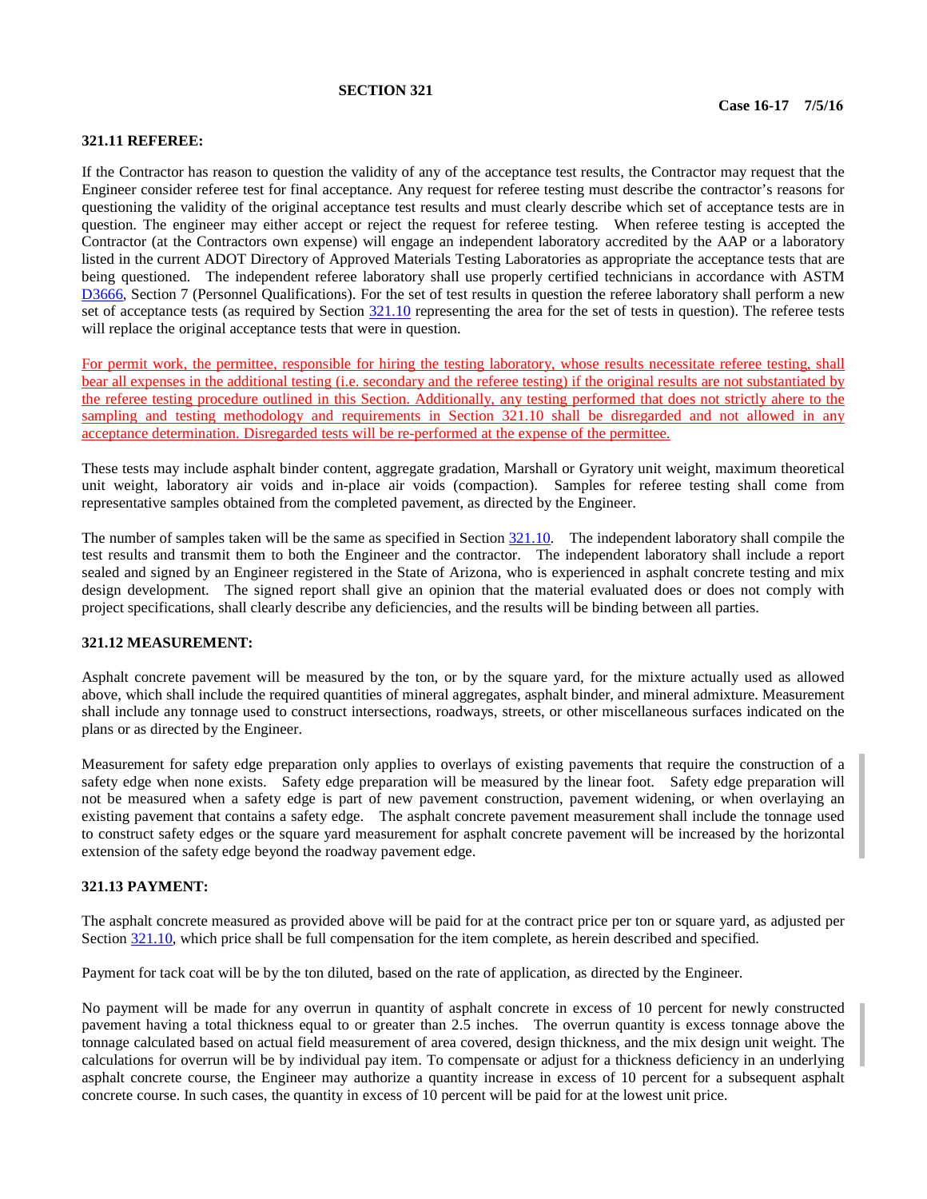**SECTION 321**

**Case 16-17 7/5/16**

**321.11 REFEREE:**

If the Contractor has reason to question the validity of any of the acceptance test results, the Contractor may request that the Engineer consider referee test for final acceptance. Any request for referee testing must describe the contractor's reasons for questioning the validity of the original acceptance test results and must clearly describe which set of acceptance tests are in question. The engineer may either accept or reject the request for referee testing. When referee testing is accepted the Contractor (at the Contractors own expense) will engage an independent laboratory accredited by the AAP or a laboratory listed in the current ADOT Directory of Approved Materials Testing Laboratories as appropriate the acceptance tests that are being questioned. The independent referee laboratory shall use properly certified technicians in accordance with ASTM D3666, Section 7 (Personnel Qualifications). For the set of test results in question the referee laboratory shall perform a new set of acceptance tests (as required by Section 321.10 representing the area for the set of tests in question). The referee tests will replace the original acceptance tests that were in question.

For permit work, the permittee, responsible for hiring the testing laboratory, whose results necessitate referee testing, shall bear all expenses in the additional testing (i.e. secondary and the referee testing) if the original results are not substantiated by the referee testing procedure outlined in this Section. Additionally, any testing performed that does not strictly ahere to the sampling and testing methodology and requirements in Section 321.10 shall be disregarded and not allowed in any acceptance determination. Disregarded tests will be re-performed at the expense of the permittee.

These tests may include asphalt binder content, aggregate gradation, Marshall or Gyratory unit weight, maximum theoretical unit weight, laboratory air voids and in-place air voids (compaction). Samples for referee testing shall come from representative samples obtained from the completed pavement, as directed by the Engineer.

The number of samples taken will be the same as specified in Section 321.10. The independent laboratory shall compile the test results and transmit them to both the Engineer and the contractor. The independent laboratory shall include a report sealed and signed by an Engineer registered in the State of Arizona, who is experienced in asphalt concrete testing and mix design development. The signed report shall give an opinion that the material evaluated does or does not comply with project specifications, shall clearly describe any deficiencies, and the results will be binding between all parties.

**321.12 MEASUREMENT:**

Asphalt concrete pavement will be measured by the ton, or by the square yard, for the mixture actually used as allowed above, which shall include the required quantities of mineral aggregates, asphalt binder, and mineral admixture. Measurement shall include any tonnage used to construct intersections, roadways, streets, or other miscellaneous surfaces indicated on the plans or as directed by the Engineer.

Measurement for safety edge preparation only applies to overlays of existing pavements that require the construction of a safety edge when none exists. Safety edge preparation will be measured by the linear foot. Safety edge preparation will not be measured when a safety edge is part of new pavement construction, pavement widening, or when overlaying an existing pavement that contains a safety edge. The asphalt concrete pavement measurement shall include the tonnage used to construct safety edges or the square yard measurement for asphalt concrete pavement will be increased by the horizontal extension of the safety edge beyond the roadway pavement edge.

**321.13 PAYMENT:**

The asphalt concrete measured as provided above will be paid for at the contract price per ton or square yard, as adjusted per Section 321.10, which price shall be full compensation for the item complete, as herein described and specified.

Payment for tack coat will be by the ton diluted, based on the rate of application, as directed by the Engineer.

No payment will be made for any overrun in quantity of asphalt concrete in excess of 10 percent for newly constructed pavement having a total thickness equal to or greater than 2.5 inches. The overrun quantity is excess tonnage above the tonnage calculated based on actual field measurement of area covered, design thickness, and the mix design unit weight. The calculations for overrun will be by individual pay item. To compensate or adjust for a thickness deficiency in an underlying asphalt concrete course, the Engineer may authorize a quantity increase in excess of 10 percent for a subsequent asphalt concrete course. In such cases, the quantity in excess of 10 percent will be paid for at the lowest unit price.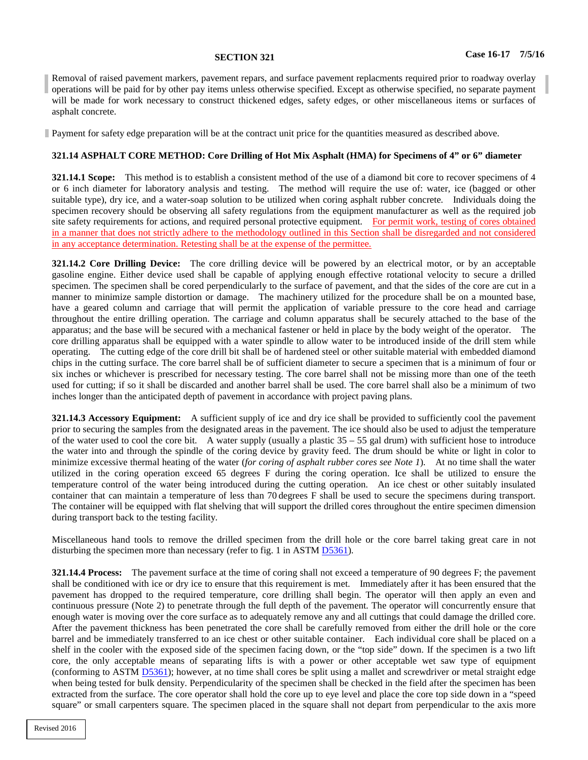Removal of raised pavement markers, pavement repairs, and surface pavement replacments required prior to roadway overlay operations will be paid for by other pay items unless otherwise specified. Except as otherwise specified, no separate payment will be made for work necessary to construct thickened edges, safety edges, or other miscellaneous items or surfaces of asphalt concrete.

Payment for safety edge preparation will be at the contract unit price for the quantities measured as described above.

### 321.14 ASPHALT CORE METHOD: Core Drilling of Hot Mix Asphalt (HMA) for Specimens of 4" or 6" diameter

**321.14.1 Scope:** This method is to establish a consistent method of the use of a diamond bit core to recover specimens of 4 or 6 inch diameter for laboratory analysis and testing. The method will require the use of: water, ice (bagged or other suitable type), dry ice, and a water-soap solution to be utilized when coring asphalt rubber concrete. Individuals doing the specimen recovery should be observing all safety regulations from the equipment manufacturer as well as the required job site safety requirements for actions, and required personal protective equipment. For permit work, testing of cores obtained in a manner that does not strictly adhere to the methodology outlined in this Section shall be disregarded and not considered in any acceptance determination. Retesting shall be at the expense of the permittee.

**321.14.2 Core Drilling Device:** The core drilling device will be powered by an electrical motor, or by an acceptable gasoline engine. Either device used shall be capable of applying enough effective rotational velocity to secure a drilled specimen. The specimen shall be cored perpendicularly to the surface of pavement, and that the sides of the core are cut in a manner to minimize sample distortion or damage. The machinery utilized for the procedure shall be on a mounted base, have a geared column and carriage that will permit the application of variable pressure to the core head and carriage throughout the entire drilling operation. The carriage and column apparatus shall be securely attached to the base of the apparatus; and the base will be secured with a mechanical fastener or held in place by the body weight of the operator. The core drilling apparatus shall be equipped with a water spindle to allow water to be introduced inside of the drill stem while operating. The cutting edge of the core drill bit shall be of hardened steel or other suitable material with embedded diamond chips in the cutting surface. The core barrel shall be of sufficient diameter to secure a specimen that is a minimum of four or six inches or whichever is prescribed for necessary testing. The core barrel shall not be missing more than one of the teeth used for cutting; if so it shall be discarded and another barrel shall be used. The core barrel shall also be a minimum of two inches longer than the anticipated depth of pavement in accordance with project paving plans.

**321.14.3 Accessory Equipment:** A sufficient supply of ice and dry ice shall be provided to sufficiently cool the pavement prior to securing the samples from the designated areas in the pavement. The ice should also be used to adjust the temperature of the water used to cool the core bit. A water supply (usually a plastic 35 – 55 gal drum) with sufficient hose to introduce the water into and through the spindle of the coring device by gravity feed. The drum should be white or light in color to minimize excessive thermal heating of the water (*for coring of asphalt rubber cores see Note 1*). At no time shall the water utilized in the coring operation exceed 65 degrees F during the coring operation. Ice shall be utilized to ensure the temperature control of the water being introduced during the cutting operation. An ice chest or other suitably insulated container that can maintain a temperature of less than 70 degrees F shall be used to secure the specimens during transport. The container will be equipped with flat shelving that will support the drilled cores throughout the entire specimen dimension during transport back to the testing facility.

Miscellaneous hand tools to remove the drilled specimen from the drill hole or the core barrel taking great care in not disturbing the specimen more than necessary (refer to fig. 1 in ASTM D5361).

**321.14.4 Process:** The pavement surface at the time of coring shall not exceed a temperature of 90 degrees F; the pavement shall be conditioned with ice or dry ice to ensure that this requirement is met. Immediately after it has been ensured that the pavement has dropped to the required temperature, core drilling shall begin. The operator will then apply an even and continuous pressure (Note 2) to penetrate through the full depth of the pavement. The operator will concurrently ensure that enough water is moving over the core surface as to adequately remove any and all cuttings that could damage the drilled core. After the pavement thickness has been penetrated the core shall be carefully removed from either the drill hole or the core barrel and be immediately transferred to an ice chest or other suitable container. Each individual core shall be placed on a shelf in the cooler with the exposed side of the specimen facing down, or the "top side" down. If the specimen is a two lift core, the only acceptable means of separating lifts is with a power or other acceptable wet saw type of equipment (conforming to ASTM D5361); however, at no time shall cores be split using a mallet and screwdriver or metal straight edge when being tested for bulk density. Perpendicularity of the specimen shall be checked in the field after the specimen has been extracted from the surface. The core operator shall hold the core up to eye level and place the core top side down in a "speed square" or small carpenters square. The specimen placed in the square shall not depart from perpendicular to the axis more